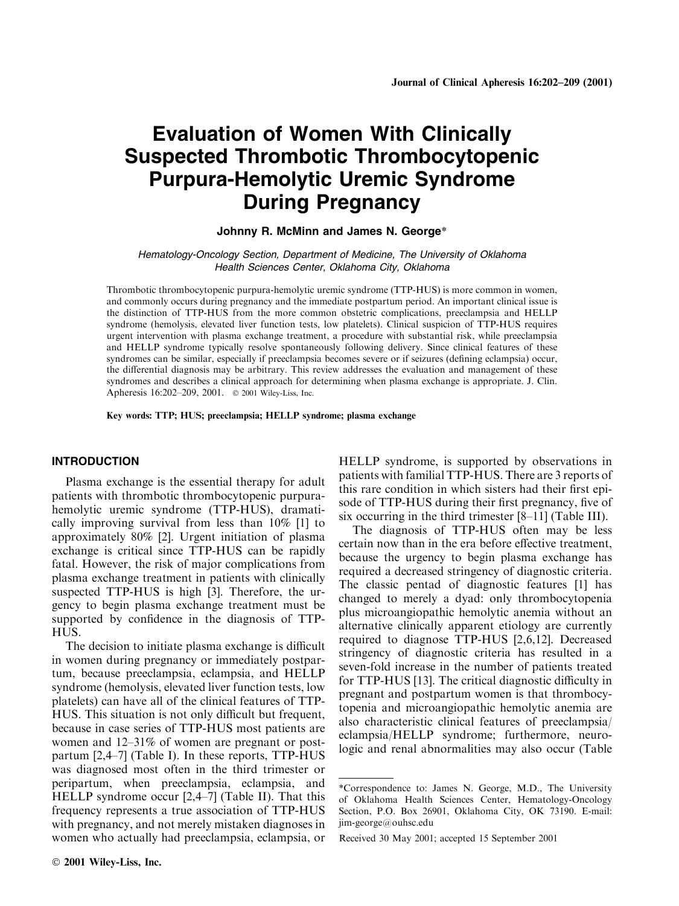# Evaluation of Women With Clinically Suspected Thrombotic Thrombocytopenic Purpura-Hemolytic Uremic Syndrome During Pregnancy

**Johnny R. McMinn and James N. George***

*Hematology-Oncology Section, Department of Medicine, The University of Oklahoma Health Sciences Center, Oklahoma City, Oklahoma*

Thrombotic thrombocytopenic purpura-hemolytic uremic syndrome (TTP-HUS) is more common in women, and commonly occurs during pregnancy and the immediate postpartum period. An important clinical issue is the distinction of TTP-HUS from the more common obstetric complications, preeclampsia and HELLP syndrome (hemolysis, elevated liver function tests, low platelets). Clinical suspicion of TTP-HUS requires urgent intervention with plasma exchange treatment, a procedure with substantial risk, while preeclampsia and HELLP syndrome typically resolve spontaneously following delivery. Since clinical features of these syndromes can be similar, especially if preeclampsia becomes severe or if seizures (defining eclampsia) occur, the differential diagnosis may be arbitrary. This review addresses the evaluation and management of these syndromes and describes a clinical approach for determining when plasma exchange is appropriate. J. Clin. Apheresis 16:202–209, 2001. © 2001 Wiley-Liss, Inc.

**Key words: TTP; HUS; preeclampsia; HELLP syndrome; plasma exchange**

## INTRODUCTION

Plasma exchange is the essential therapy for adult patients with thrombotic thrombocytopenic purpura-hemolytic uremic syndrome (TTP-HUS), dramatically improving survival from less than 10% [1] to approximately 80% [2]. Urgent initiation of plasma exchange is critical since TTP-HUS can be rapidly fatal. However, the risk of major complications from plasma exchange treatment in patients with clinically suspected TTP-HUS is high [3]. Therefore, the urgency to begin plasma exchange treatment must be supported by confidence in the diagnosis of TTP-HUS.

The decision to initiate plasma exchange is difficult in women during pregnancy or immediately postpartum, because preeclampsia, eclampsia, and HELLP syndrome (hemolysis, elevated liver function tests, low platelets) can have all of the clinical features of TTP-HUS. This situation is not only difficult but frequent, because in case series of TTP-HUS most patients are women and 12–31% of women are pregnant or postpartum [2,4–7] (Table I). In these reports, TTP-HUS was diagnosed most often in the third trimester or peripartum, when preeclampsia, eclampsia, and HELLP syndrome occur [2,4–7] (Table II). That this frequency represents a true association of TTP-HUS with pregnancy, and not merely mistaken diagnoses in women who actually had preeclampsia, eclampsia, or HELLP syndrome, is supported by observations in patients with familial TTP-HUS. There are 3 reports of this rare condition in which sisters had their first episode of TTP-HUS during their first pregnancy, five of six occurring in the third trimester [8–11] (Table III).

The diagnosis of TTP-HUS often may be less certain now than in the era before effective treatment, because the urgency to begin plasma exchange has required a decreased stringency of diagnostic criteria. The classic pentad of diagnostic features [1] has changed to merely a dyad: only thrombocytopenia plus microangiopathic hemolytic anemia without an alternative clinically apparent etiology are currently required to diagnose TTP-HUS [2,6,12]. Decreased stringency of diagnostic criteria has resulted in a seven-fold increase in the number of patients treated for TTP-HUS [13]. The critical diagnostic difficulty in pregnant and postpartum women is that thrombocytopenia and microangiopathic hemolytic anemia are also characteristic clinical features of preeclampsia/eclampsia/HELLP syndrome; furthermore, neurologic and renal abnormalities may also occur (Table

*Correspondence to: James N. George, M.D., The University of Oklahoma Health Sciences Center, Hematology-Oncology Section, P.O. Box 26901, Oklahoma City, OK 73190. E-mail: jim-george@ouhsc.edu

Received 30 May 2001; accepted 15 September 2001

© 2001 Wiley-Liss, Inc.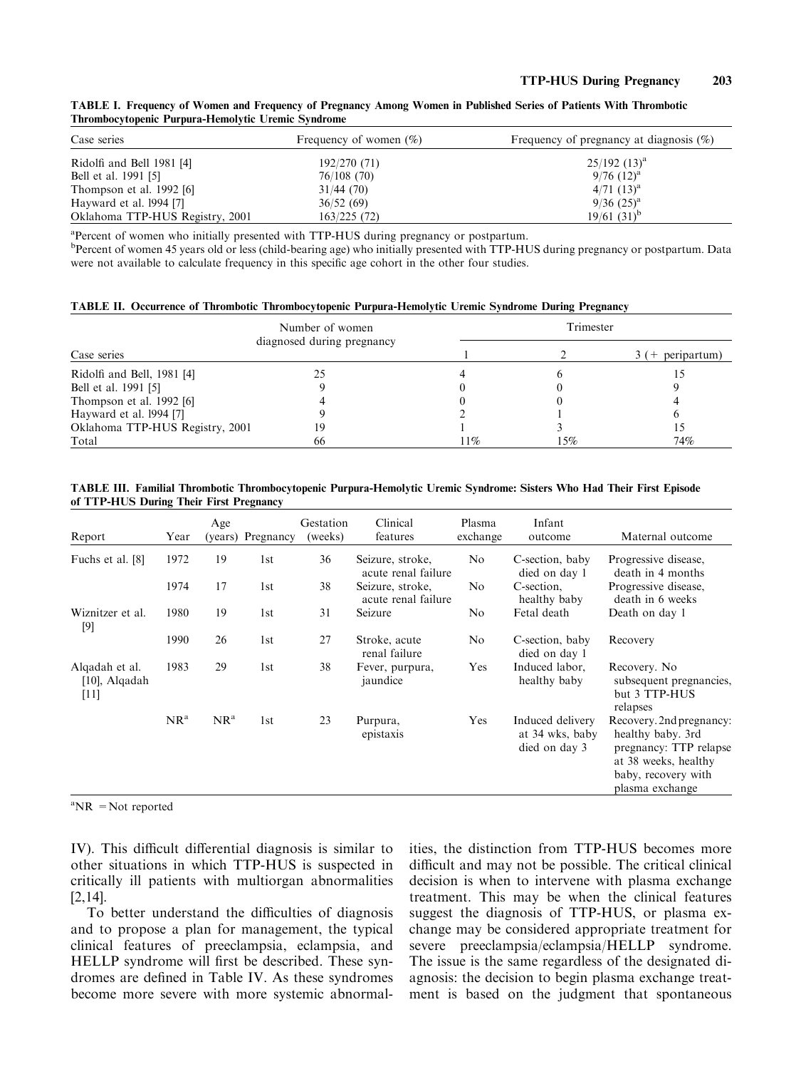**TABLE I. Frequency of Women and Frequency of Pregnancy Among Women in Published Series of Patients With Thrombotic Thrombocytopenic Purpura-Hemolytic Uremic Syndrome**

| Case series | Frequency of women (%) | Frequency of pregnancy at diagnosis (%) |
|---|---|---|
| Ridolfi and Bell 1981 [4] | 192/270 (71) | 25/192 (13)[a] |
| Bell et al. 1991 [5] | 76/108 (70) | 9/76 (12)[a] |
| Thompson et al. 1992 [6] | 31/44 (70) | 4/71 (13)[a] |
| Hayward et al. l994 [7] | 36/52 (69) | 9/36 (25)[a] |
| Oklahoma TTP-HUS Registry, 2001 | 163/225 (72) | 19/61 (31)[b] |

[a]Percent of women who initially presented with TTP-HUS during pregnancy or postpartum.
[b]Percent of women 45 years old or less (child-bearing age) who initially presented with TTP-HUS during pregnancy or postpartum. Data were not available to calculate frequency in this specific age cohort in the other four studies.

**TABLE II. Occurrence of Thrombotic Thrombocytopenic Purpura-Hemolytic Uremic Syndrome During Pregnancy**

| Case series | Number of women diagnosed during pregnancy | Trimester | | |
|---|---|---|---|---|
| | | 1 | 2 | 3 (+ peripartum) |
| Ridolfi and Bell, 1981 [4] | 25 | 4 | 6 | 15 |
| Bell et al. 1991 [5] | 9 | 0 | 0 | 9 |
| Thompson et al. 1992 [6] | 4 | 0 | 0 | 4 |
| Hayward et al. l994 [7] | 9 | 2 | 1 | 6 |
| Oklahoma TTP-HUS Registry, 2001 | 19 | 1 | 3 | 15 |
| Total | 66 | 11% | 15% | 74% |

**TABLE III. Familial Thrombotic Thrombocytopenic Purpura-Hemolytic Uremic Syndrome: Sisters Who Had Their First Episode of TTP-HUS During Their First Pregnancy**

| Report | Year | Age (years) | Pregnancy | Gestation (weeks) | Clinical features | Plasma exchange | Infant outcome | Maternal outcome |
|---|---|---|---|---|---|---|---|---|
| Fuchs et al. [8] | 1972 | 19 | 1st | 36 | Seizure, stroke, acute renal failure | No | C-section, baby died on day 1 | Progressive disease, death in 4 months |
| | 1974 | 17 | 1st | 38 | Seizure, stroke, acute renal failure | No | C-section, healthy baby | Progressive disease, death in 6 weeks |
| Wiznitzer et al. [9] | 1980 | 19 | 1st | 31 | Seizure | No | Fetal death | Death on day 1 |
| | 1990 | 26 | 1st | 27 | Stroke, acute renal failure | No | C-section, baby died on day 1 | Recovery |
| Alqadah et al. [10], Alqadah [11] | 1983 | 29 | 1st | 38 | Fever, purpura, jaundice | Yes | Induced labor, healthy baby | Recovery. No subsequent pregnancies, but 3 TTP-HUS relapses |
| | NR[a] | NR[a] | 1st | 23 | Purpura, epistaxis | Yes | Induced delivery at 34 wks, baby died on day 3 | Recovery. 2nd pregnancy: healthy baby. 3rd pregnancy: TTP relapse at 38 weeks, healthy baby, recovery with plasma exchange |

[a]NR = Not reported

IV). This difficult differential diagnosis is similar to other situations in which TTP-HUS is suspected in critically ill patients with multiorgan abnormalities [2,14].

To better understand the difficulties of diagnosis and to propose a plan for management, the typical clinical features of preeclampsia, eclampsia, and HELLP syndrome will first be described. These syndromes are defined in Table IV. As these syndromes become more severe with more systemic abnormalities, the distinction from TTP-HUS becomes more difficult and may not be possible. The critical clinical decision is when to intervene with plasma exchange treatment. This may be when the clinical features suggest the diagnosis of TTP-HUS, or plasma exchange may be considered appropriate treatment for severe preeclampsia/eclampsia/HELLP syndrome. The issue is the same regardless of the designated diagnosis: the decision to begin plasma exchange treatment is based on the judgment that spontaneous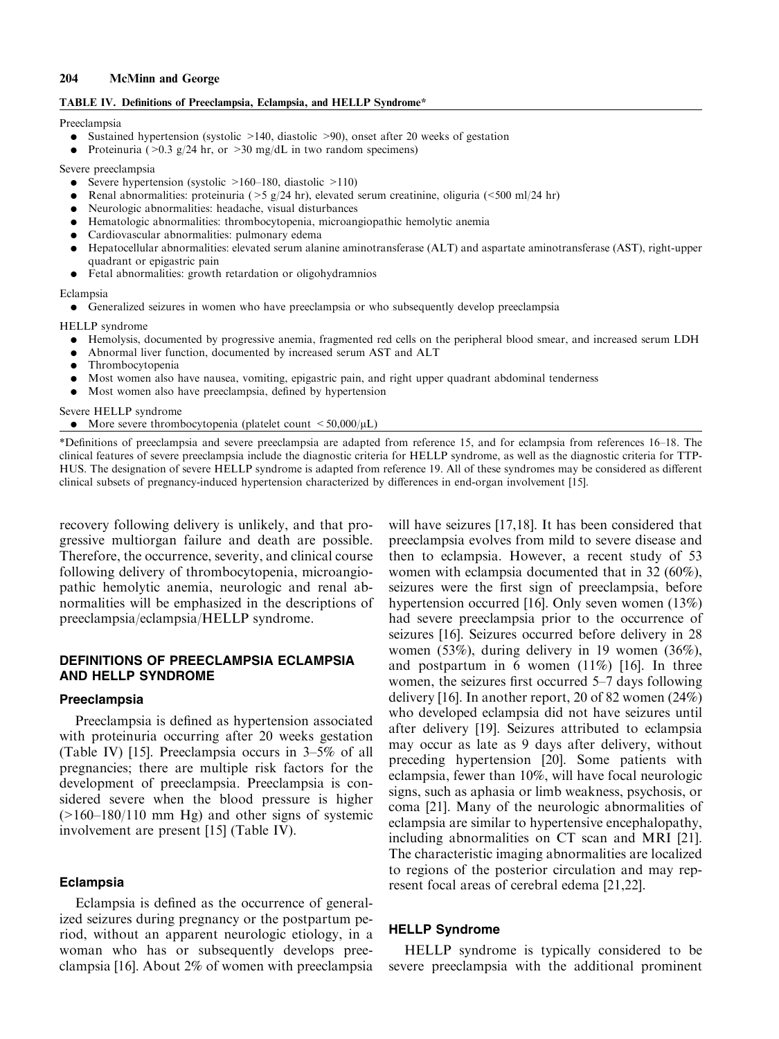**TABLE IV. Definitions of Preeclampsia, Eclampsia, and HELLP Syndrome***

Preeclampsia

- Sustained hypertension (systolic >140, diastolic >90), onset after 20 weeks of gestation
- Proteinuria ( >0.3 g/24 hr, or >30 mg/dL in two random specimens)

Severe preeclampsia

- Severe hypertension (systolic >160–180, diastolic >110)
- Renal abnormalities: proteinuria ( >5 g/24 hr), elevated serum creatinine, oliguria (<500 ml/24 hr)
- Neurologic abnormalities: headache, visual disturbances
- Hematologic abnormalities: thrombocytopenia, microangiopathic hemolytic anemia
- Cardiovascular abnormalities: pulmonary edema
- Hepatocellular abnormalities: elevated serum alanine aminotransferase (ALT) and aspartate aminotransferase (AST), right-upper quadrant or epigastric pain
- Fetal abnormalities: growth retardation or oligohydramnios

Eclampsia

- Generalized seizures in women who have preeclampsia or who subsequently develop preeclampsia

HELLP syndrome

- Hemolysis, documented by progressive anemia, fragmented red cells on the peripheral blood smear, and increased serum LDH
- Abnormal liver function, documented by increased serum AST and ALT
- Thrombocytopenia
- Most women also have nausea, vomiting, epigastric pain, and right upper quadrant abdominal tenderness
- Most women also have preeclampsia, defined by hypertension

Severe HELLP syndrome

- More severe thrombocytopenia (platelet count <50,000/μL)

*Definitions of preeclampsia and severe preeclampsia are adapted from reference 15, and for eclampsia from references 16–18. The clinical features of severe preeclampsia include the diagnostic criteria for HELLP syndrome, as well as the diagnostic criteria for TTP-HUS. The designation of severe HELLP syndrome is adapted from reference 19. All of these syndromes may be considered as different clinical subsets of pregnancy-induced hypertension characterized by differences in end-organ involvement [15].

recovery following delivery is unlikely, and that progressive multiorgan failure and death are possible. Therefore, the occurrence, severity, and clinical course following delivery of thrombocytopenia, microangiopathic hemolytic anemia, neurologic and renal abnormalities will be emphasized in the descriptions of preeclampsia/eclampsia/HELLP syndrome.

## DEFINITIONS OF PREECLAMPSIA ECLAMPSIA AND HELLP SYNDROME

### Preeclampsia

Preeclampsia is defined as hypertension associated with proteinuria occurring after 20 weeks gestation (Table IV) [15]. Preeclampsia occurs in 3–5% of all pregnancies; there are multiple risk factors for the development of preeclampsia. Preeclampsia is considered severe when the blood pressure is higher (>160–180/110 mm Hg) and other signs of systemic involvement are present [15] (Table IV).

### Eclampsia

Eclampsia is defined as the occurrence of generalized seizures during pregnancy or the postpartum period, without an apparent neurologic etiology, in a woman who has or subsequently develops preeclampsia [16]. About 2% of women with preeclampsia will have seizures [17,18]. It has been considered that preeclampsia evolves from mild to severe disease and then to eclampsia. However, a recent study of 53 women with eclampsia documented that in 32 (60%), seizures were the first sign of preeclampsia, before hypertension occurred [16]. Only seven women (13%) had severe preeclampsia prior to the occurrence of seizures [16]. Seizures occurred before delivery in 28 women (53%), during delivery in 19 women (36%), and postpartum in 6 women (11%) [16]. In three women, the seizures first occurred 5–7 days following delivery [16]. In another report, 20 of 82 women (24%) who developed eclampsia did not have seizures until after delivery [19]. Seizures attributed to eclampsia may occur as late as 9 days after delivery, without preceding hypertension [20]. Some patients with eclampsia, fewer than 10%, will have focal neurologic signs, such as aphasia or limb weakness, psychosis, or coma [21]. Many of the neurologic abnormalities of eclampsia are similar to hypertensive encephalopathy, including abnormalities on CT scan and MRI [21]. The characteristic imaging abnormalities are localized to regions of the posterior circulation and may represent focal areas of cerebral edema [21,22].

### HELLP Syndrome

HELLP syndrome is typically considered to be severe preeclampsia with the additional prominent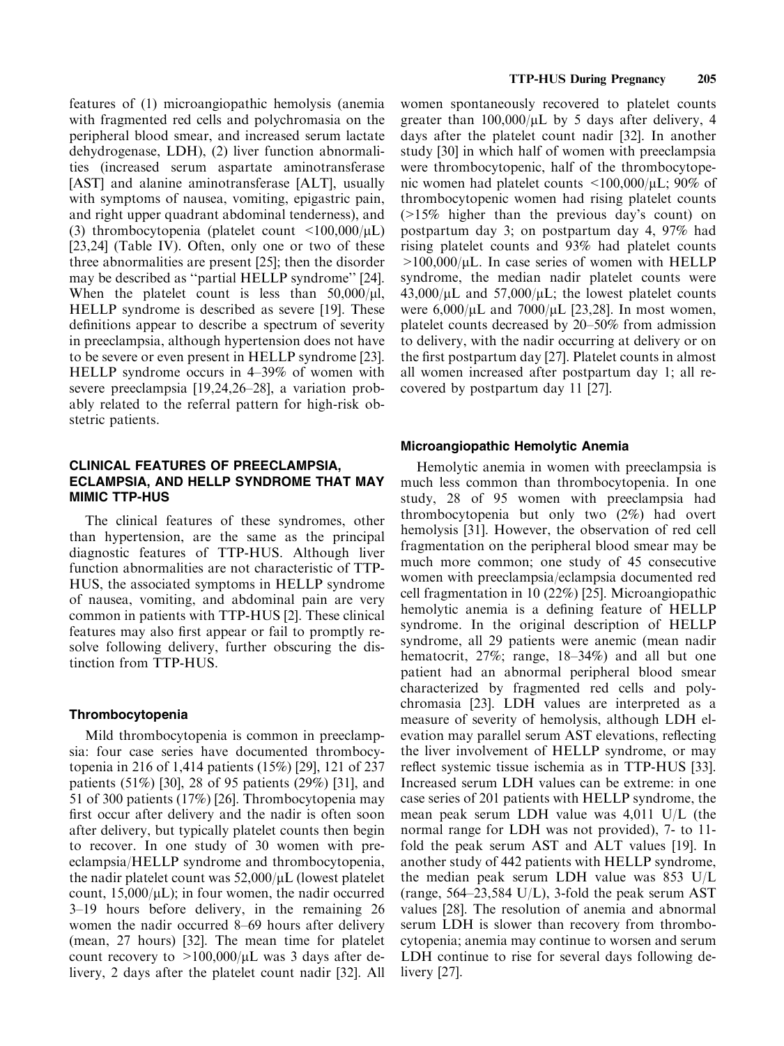features of (1) microangiopathic hemolysis (anemia with fragmented red cells and polychromasia on the peripheral blood smear, and increased serum lactate dehydrogenase, LDH), (2) liver function abnormalities (increased serum aspartate aminotransferase [AST] and alanine aminotransferase [ALT], usually with symptoms of nausea, vomiting, epigastric pain, and right upper quadrant abdominal tenderness), and (3) thrombocytopenia (platelet count <100,000/μL) [23,24] (Table IV). Often, only one or two of these three abnormalities are present [25]; then the disorder may be described as "partial HELLP syndrome" [24]. When the platelet count is less than 50,000/μl, HELLP syndrome is described as severe [19]. These definitions appear to describe a spectrum of severity in preeclampsia, although hypertension does not have to be severe or even present in HELLP syndrome [23]. HELLP syndrome occurs in 4–39% of women with severe preeclampsia [19,24,26–28], a variation probably related to the referral pattern for high-risk obstetric patients.

## CLINICAL FEATURES OF PREECLAMPSIA, ECLAMPSIA, AND HELLP SYNDROME THAT MAY MIMIC TTP-HUS

The clinical features of these syndromes, other than hypertension, are the same as the principal diagnostic features of TTP-HUS. Although liver function abnormalities are not characteristic of TTP-HUS, the associated symptoms in HELLP syndrome of nausea, vomiting, and abdominal pain are very common in patients with TTP-HUS [2]. These clinical features may also first appear or fail to promptly resolve following delivery, further obscuring the distinction from TTP-HUS.

### Thrombocytopenia

Mild thrombocytopenia is common in preeclampsia: four case series have documented thrombocytopenia in 216 of 1,414 patients (15%) [29], 121 of 237 patients (51%) [30], 28 of 95 patients (29%) [31], and 51 of 300 patients (17%) [26]. Thrombocytopenia may first occur after delivery and the nadir is often soon after delivery, but typically platelet counts then begin to recover. In one study of 30 women with preeclampsia/HELLP syndrome and thrombocytopenia, the nadir platelet count was 52,000/μL (lowest platelet count, 15,000/μL); in four women, the nadir occurred 3–19 hours before delivery, in the remaining 26 women the nadir occurred 8–69 hours after delivery (mean, 27 hours) [32]. The mean time for platelet count recovery to >100,000/μL was 3 days after delivery, 2 days after the platelet count nadir [32]. All women spontaneously recovered to platelet counts greater than 100,000/μL by 5 days after delivery, 4 days after the platelet count nadir [32]. In another study [30] in which half of women with preeclampsia were thrombocytopenic, half of the thrombocytopenic women had platelet counts <100,000/μL; 90% of thrombocytopenic women had rising platelet counts (>15% higher than the previous day's count) on postpartum day 3; on postpartum day 4, 97% had rising platelet counts and 93% had platelet counts >100,000/μL. In case series of women with HELLP syndrome, the median nadir platelet counts were 43,000/μL and 57,000/μL; the lowest platelet counts were 6,000/μL and 7000/μL [23,28]. In most women, platelet counts decreased by 20–50% from admission to delivery, with the nadir occurring at delivery or on the first postpartum day [27]. Platelet counts in almost all women increased after postpartum day 1; all recovered by postpartum day 11 [27].

### Microangiopathic Hemolytic Anemia

Hemolytic anemia in women with preeclampsia is much less common than thrombocytopenia. In one study, 28 of 95 women with preeclampsia had thrombocytopenia but only two (2%) had overt hemolysis [31]. However, the observation of red cell fragmentation on the peripheral blood smear may be much more common; one study of 45 consecutive women with preeclampsia/eclampsia documented red cell fragmentation in 10 (22%) [25]. Microangiopathic hemolytic anemia is a defining feature of HELLP syndrome. In the original description of HELLP syndrome, all 29 patients were anemic (mean nadir hematocrit, 27%; range, 18–34%) and all but one patient had an abnormal peripheral blood smear characterized by fragmented red cells and polychromasia [23]. LDH values are interpreted as a measure of severity of hemolysis, although LDH elevation may parallel serum AST elevations, reflecting the liver involvement of HELLP syndrome, or may reflect systemic tissue ischemia as in TTP-HUS [33]. Increased serum LDH values can be extreme: in one case series of 201 patients with HELLP syndrome, the mean peak serum LDH value was 4,011 U/L (the normal range for LDH was not provided), 7- to 11-fold the peak serum AST and ALT values [19]. In another study of 442 patients with HELLP syndrome, the median peak serum LDH value was 853 U/L (range, 564–23,584 U/L), 3-fold the peak serum AST values [28]. The resolution of anemia and abnormal serum LDH is slower than recovery from thrombocytopenia; anemia may continue to worsen and serum LDH continue to rise for several days following delivery [27].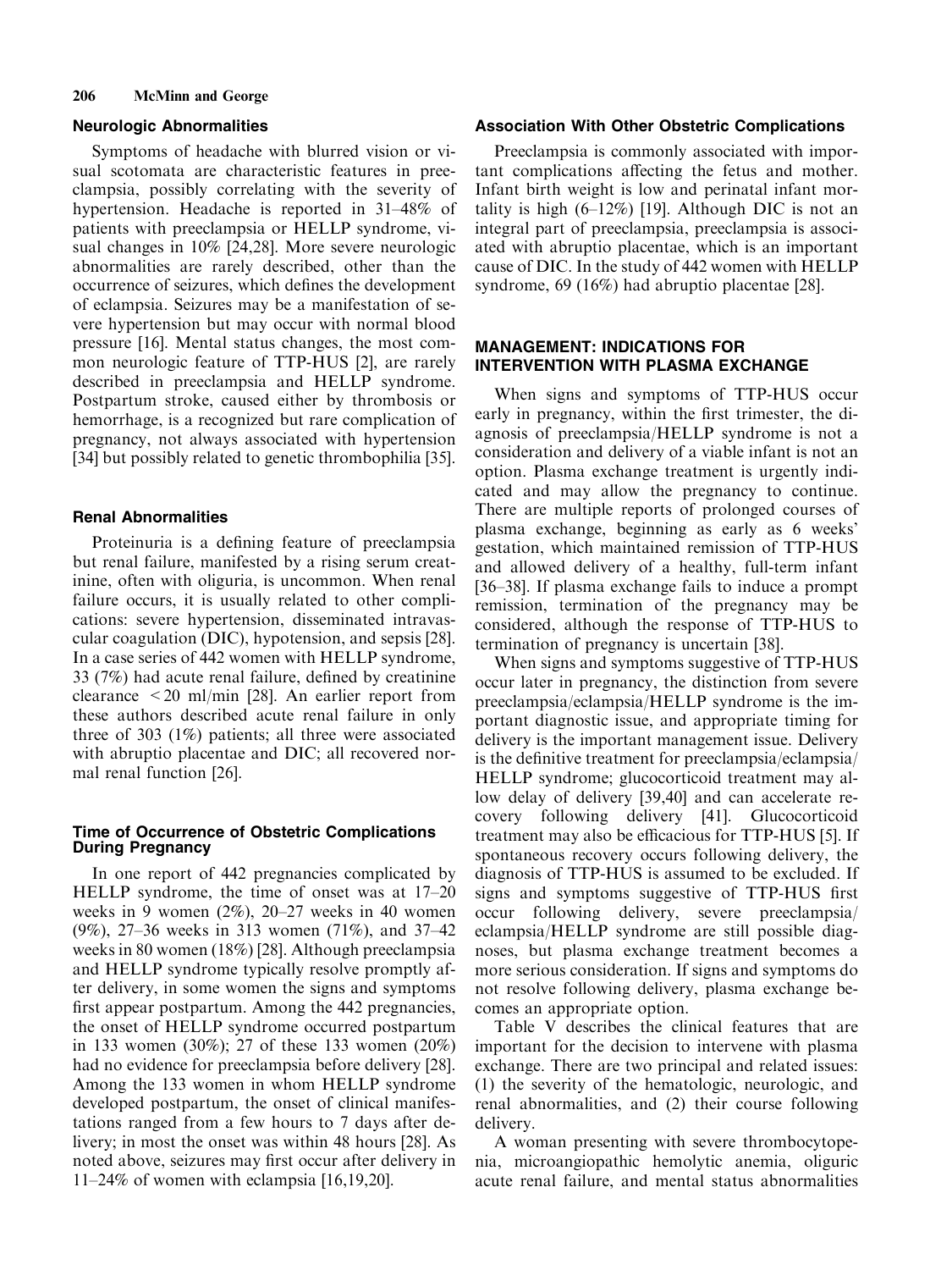### Neurologic Abnormalities

Symptoms of headache with blurred vision or visual scotomata are characteristic features in preeclampsia, possibly correlating with the severity of hypertension. Headache is reported in 31–48% of patients with preeclampsia or HELLP syndrome, visual changes in 10% [24,28]. More severe neurologic abnormalities are rarely described, other than the occurrence of seizures, which defines the development of eclampsia. Seizures may be a manifestation of severe hypertension but may occur with normal blood pressure [16]. Mental status changes, the most common neurologic feature of TTP-HUS [2], are rarely described in preeclampsia and HELLP syndrome. Postpartum stroke, caused either by thrombosis or hemorrhage, is a recognized but rare complication of pregnancy, not always associated with hypertension [34] but possibly related to genetic thrombophilia [35].

### Renal Abnormalities

Proteinuria is a defining feature of preeclampsia but renal failure, manifested by a rising serum creatinine, often with oliguria, is uncommon. When renal failure occurs, it is usually related to other complications: severe hypertension, disseminated intravascular coagulation (DIC), hypotension, and sepsis [28]. In a case series of 442 women with HELLP syndrome, 33 (7%) had acute renal failure, defined by creatinine clearance < 20 ml/min [28]. An earlier report from these authors described acute renal failure in only three of 303 (1%) patients; all three were associated with abruptio placentae and DIC; all recovered normal renal function [26].

### Time of Occurrence of Obstetric Complications During Pregnancy

In one report of 442 pregnancies complicated by HELLP syndrome, the time of onset was at 17–20 weeks in 9 women (2%), 20–27 weeks in 40 women (9%), 27–36 weeks in 313 women (71%), and 37–42 weeks in 80 women (18%) [28]. Although preeclampsia and HELLP syndrome typically resolve promptly after delivery, in some women the signs and symptoms first appear postpartum. Among the 442 pregnancies, the onset of HELLP syndrome occurred postpartum in 133 women (30%); 27 of these 133 women (20%) had no evidence for preeclampsia before delivery [28]. Among the 133 women in whom HELLP syndrome developed postpartum, the onset of clinical manifestations ranged from a few hours to 7 days after delivery; in most the onset was within 48 hours [28]. As noted above, seizures may first occur after delivery in 11–24% of women with eclampsia [16,19,20].

### Association With Other Obstetric Complications

Preeclampsia is commonly associated with important complications affecting the fetus and mother. Infant birth weight is low and perinatal infant mortality is high (6–12%) [19]. Although DIC is not an integral part of preeclampsia, preeclampsia is associated with abruptio placentae, which is an important cause of DIC. In the study of 442 women with HELLP syndrome, 69 (16%) had abruptio placentae [28].

## MANAGEMENT: INDICATIONS FOR INTERVENTION WITH PLASMA EXCHANGE

When signs and symptoms of TTP-HUS occur early in pregnancy, within the first trimester, the diagnosis of preeclampsia/HELLP syndrome is not a consideration and delivery of a viable infant is not an option. Plasma exchange treatment is urgently indicated and may allow the pregnancy to continue. There are multiple reports of prolonged courses of plasma exchange, beginning as early as 6 weeks' gestation, which maintained remission of TTP-HUS and allowed delivery of a healthy, full-term infant [36–38]. If plasma exchange fails to induce a prompt remission, termination of the pregnancy may be considered, although the response of TTP-HUS to termination of pregnancy is uncertain [38].

When signs and symptoms suggestive of TTP-HUS occur later in pregnancy, the distinction from severe preeclampsia/eclampsia/HELLP syndrome is the important diagnostic issue, and appropriate timing for delivery is the important management issue. Delivery is the definitive treatment for preeclampsia/eclampsia/HELLP syndrome; glucocorticoid treatment may allow delay of delivery [39,40] and can accelerate recovery following delivery [41]. Glucocorticoid treatment may also be efficacious for TTP-HUS [5]. If spontaneous recovery occurs following delivery, the diagnosis of TTP-HUS is assumed to be excluded. If signs and symptoms suggestive of TTP-HUS first occur following delivery, severe preeclampsia/eclampsia/HELLP syndrome are still possible diagnoses, but plasma exchange treatment becomes a more serious consideration. If signs and symptoms do not resolve following delivery, plasma exchange becomes an appropriate option.

Table V describes the clinical features that are important for the decision to intervene with plasma exchange. There are two principal and related issues: (1) the severity of the hematologic, neurologic, and renal abnormalities, and (2) their course following delivery.

A woman presenting with severe thrombocytopenia, microangiopathic hemolytic anemia, oliguric acute renal failure, and mental status abnormalities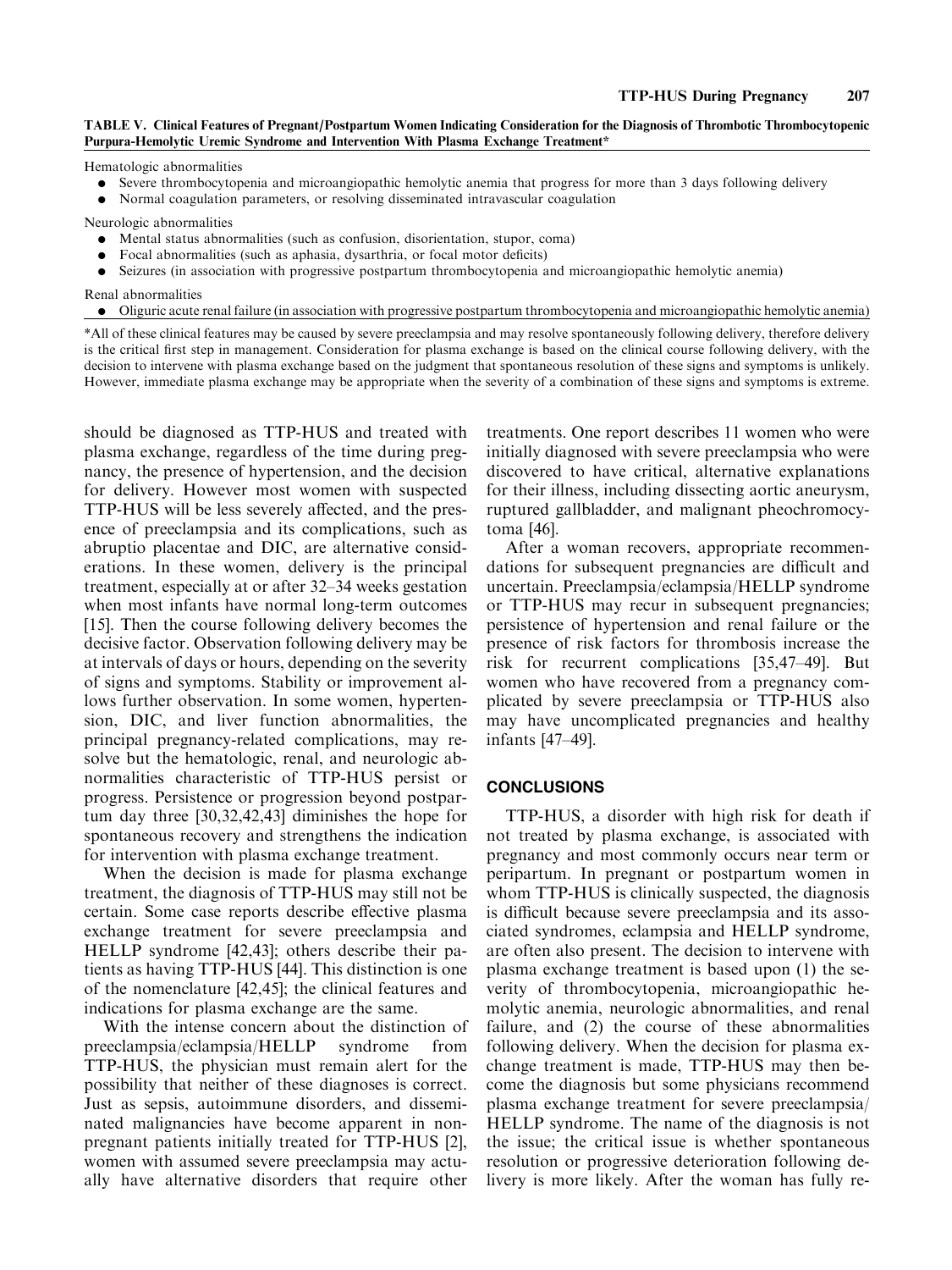**TABLE V. Clinical Features of Pregnant/Postpartum Women Indicating Consideration for the Diagnosis of Thrombotic Thrombocytopenic Purpura-Hemolytic Uremic Syndrome and Intervention With Plasma Exchange Treatment***

Hematologic abnormalities

- Severe thrombocytopenia and microangiopathic hemolytic anemia that progress for more than 3 days following delivery
- Normal coagulation parameters, or resolving disseminated intravascular coagulation

Neurologic abnormalities

- Mental status abnormalities (such as confusion, disorientation, stupor, coma)
- Focal abnormalities (such as aphasia, dysarthria, or focal motor deficits)
- Seizures (in association with progressive postpartum thrombocytopenia and microangiopathic hemolytic anemia)

Renal abnormalities

- Oliguric acute renal failure (in association with progressive postpartum thrombocytopenia and microangiopathic hemolytic anemia)

*All of these clinical features may be caused by severe preeclampsia and may resolve spontaneously following delivery, therefore delivery is the critical first step in management. Consideration for plasma exchange is based on the clinical course following delivery, with the decision to intervene with plasma exchange based on the judgment that spontaneous resolution of these signs and symptoms is unlikely. However, immediate plasma exchange may be appropriate when the severity of a combination of these signs and symptoms is extreme.

should be diagnosed as TTP-HUS and treated with plasma exchange, regardless of the time during pregnancy, the presence of hypertension, and the decision for delivery. However most women with suspected TTP-HUS will be less severely affected, and the presence of preeclampsia and its complications, such as abruptio placentae and DIC, are alternative considerations. In these women, delivery is the principal treatment, especially at or after 32–34 weeks gestation when most infants have normal long-term outcomes [15]. Then the course following delivery becomes the decisive factor. Observation following delivery may be at intervals of days or hours, depending on the severity of signs and symptoms. Stability or improvement allows further observation. In some women, hypertension, DIC, and liver function abnormalities, the principal pregnancy-related complications, may resolve but the hematologic, renal, and neurologic abnormalities characteristic of TTP-HUS persist or progress. Persistence or progression beyond postpartum day three [30,32,42,43] diminishes the hope for spontaneous recovery and strengthens the indication for intervention with plasma exchange treatment.

When the decision is made for plasma exchange treatment, the diagnosis of TTP-HUS may still not be certain. Some case reports describe effective plasma exchange treatment for severe preeclampsia and HELLP syndrome [42,43]; others describe their patients as having TTP-HUS [44]. This distinction is one of the nomenclature [42,45]; the clinical features and indications for plasma exchange are the same.

With the intense concern about the distinction of preeclampsia/eclampsia/HELLP syndrome from TTP-HUS, the physician must remain alert for the possibility that neither of these diagnoses is correct. Just as sepsis, autoimmune disorders, and disseminated malignancies have become apparent in nonpregnant patients initially treated for TTP-HUS [2], women with assumed severe preeclampsia may actually have alternative disorders that require other treatments. One report describes 11 women who were initially diagnosed with severe preeclampsia who were discovered to have critical, alternative explanations for their illness, including dissecting aortic aneurysm, ruptured gallbladder, and malignant pheochromocytoma [46].

After a woman recovers, appropriate recommendations for subsequent pregnancies are difficult and uncertain. Preeclampsia/eclampsia/HELLP syndrome or TTP-HUS may recur in subsequent pregnancies; persistence of hypertension and renal failure or the presence of risk factors for thrombosis increase the risk for recurrent complications [35,47–49]. But women who have recovered from a pregnancy complicated by severe preeclampsia or TTP-HUS also may have uncomplicated pregnancies and healthy infants [47–49].

## CONCLUSIONS

TTP-HUS, a disorder with high risk for death if not treated by plasma exchange, is associated with pregnancy and most commonly occurs near term or peripartum. In pregnant or postpartum women in whom TTP-HUS is clinically suspected, the diagnosis is difficult because severe preeclampsia and its associated syndromes, eclampsia and HELLP syndrome, are often also present. The decision to intervene with plasma exchange treatment is based upon (1) the severity of thrombocytopenia, microangiopathic hemolytic anemia, neurologic abnormalities, and renal failure, and (2) the course of these abnormalities following delivery. When the decision for plasma exchange treatment is made, TTP-HUS may then become the diagnosis but some physicians recommend plasma exchange treatment for severe preeclampsia/HELLP syndrome. The name of the diagnosis is not the issue; the critical issue is whether spontaneous resolution or progressive deterioration following delivery is more likely. After the woman has fully re-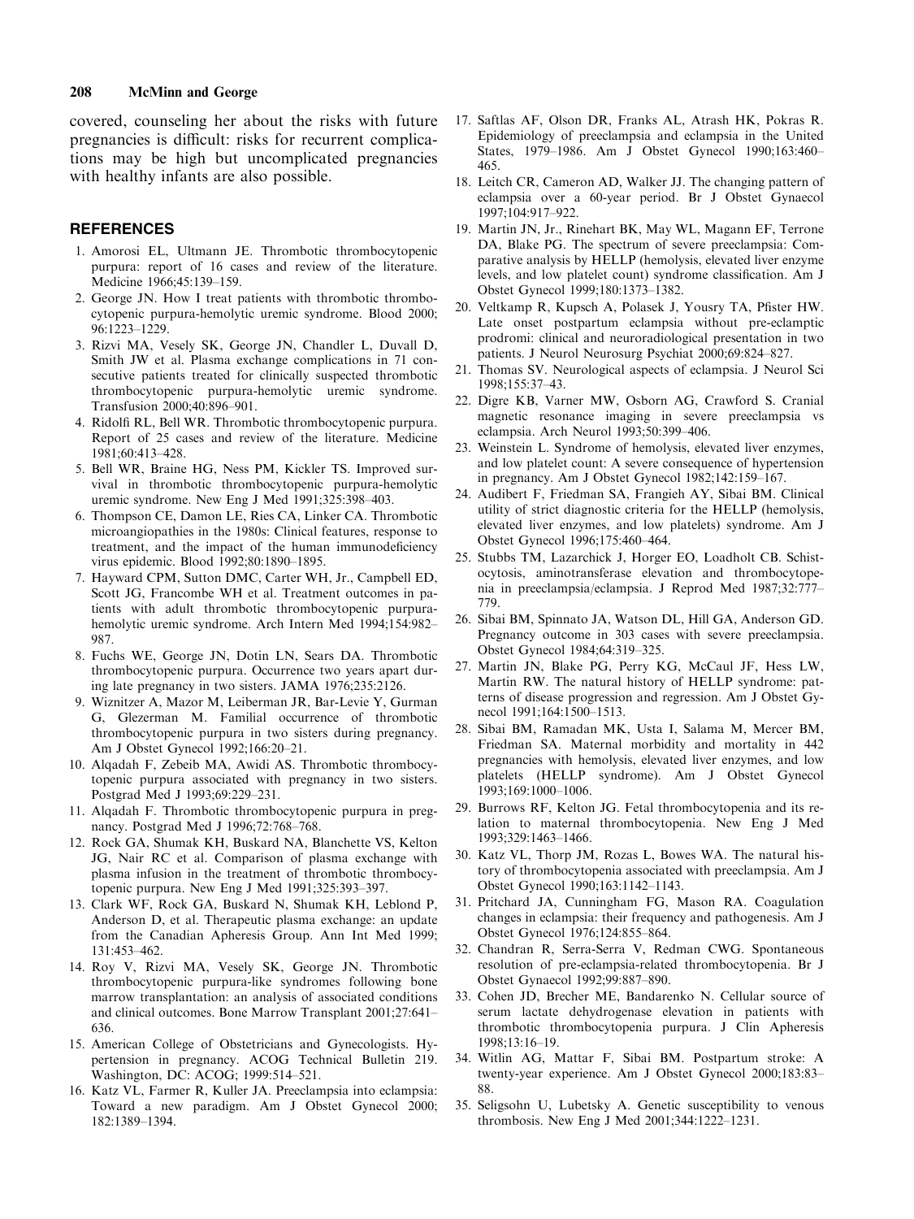covered, counseling her about the risks with future pregnancies is difficult: risks for recurrent complications may be high but uncomplicated pregnancies with healthy infants are also possible.

## REFERENCES

1. Amorosi EL, Ultmann JE. Thrombotic thrombocytopenic purpura: report of 16 cases and review of the literature. Medicine 1966;45:139–159.
2. George JN. How I treat patients with thrombotic thrombocytopenic purpura-hemolytic uremic syndrome. Blood 2000; 96:1223–1229.
3. Rizvi MA, Vesely SK, George JN, Chandler L, Duvall D, Smith JW et al. Plasma exchange complications in 71 consecutive patients treated for clinically suspected thrombotic thrombocytopenic purpura-hemolytic uremic syndrome. Transfusion 2000;40:896–901.
4. Ridolfi RL, Bell WR. Thrombotic thrombocytopenic purpura. Report of 25 cases and review of the literature. Medicine 1981;60:413–428.
5. Bell WR, Braine HG, Ness PM, Kickler TS. Improved survival in thrombotic thrombocytopenic purpura-hemolytic uremic syndrome. New Eng J Med 1991;325:398–403.
6. Thompson CE, Damon LE, Ries CA, Linker CA. Thrombotic microangiopathies in the 1980s: Clinical features, response to treatment, and the impact of the human immunodeficiency virus epidemic. Blood 1992;80:1890–1895.
7. Hayward CPM, Sutton DMC, Carter WH, Jr., Campbell ED, Scott JG, Francombe WH et al. Treatment outcomes in patients with adult thrombotic thrombocytopenic purpura-hemolytic uremic syndrome. Arch Intern Med 1994;154:982–987.
8. Fuchs WE, George JN, Dotin LN, Sears DA. Thrombotic thrombocytopenic purpura. Occurrence two years apart during late pregnancy in two sisters. JAMA 1976;235:2126.
9. Wiznitzer A, Mazor M, Leiberman JR, Bar-Levie Y, Gurman G, Glezerman M. Familial occurrence of thrombotic thrombocytopenic purpura in two sisters during pregnancy. Am J Obstet Gynecol 1992;166:20–21.
10. Alqadah F, Zebeib MA, Awidi AS. Thrombotic thrombocytopenic purpura associated with pregnancy in two sisters. Postgrad Med J 1993;69:229–231.
11. Alqadah F. Thrombotic thrombocytopenic purpura in pregnancy. Postgrad Med J 1996;72:768–768.
12. Rock GA, Shumak KH, Buskard NA, Blanchette VS, Kelton JG, Nair RC et al. Comparison of plasma exchange with plasma infusion in the treatment of thrombotic thrombocytopenic purpura. New Eng J Med 1991;325:393–397.
13. Clark WF, Rock GA, Buskard N, Shumak KH, Leblond P, Anderson D, et al. Therapeutic plasma exchange: an update from the Canadian Apheresis Group. Ann Int Med 1999; 131:453–462.
14. Roy V, Rizvi MA, Vesely SK, George JN. Thrombotic thrombocytopenic purpura-like syndromes following bone marrow transplantation: an analysis of associated conditions and clinical outcomes. Bone Marrow Transplant 2001;27:641–636.
15. American College of Obstetricians and Gynecologists. Hypertension in pregnancy. ACOG Technical Bulletin 219. Washington, DC: ACOG; 1999:514–521.
16. Katz VL, Farmer R, Kuller JA. Preeclampsia into eclampsia: Toward a new paradigm. Am J Obstet Gynecol 2000; 182:1389–1394.
17. Saftlas AF, Olson DR, Franks AL, Atrash HK, Pokras R. Epidemiology of preeclampsia and eclampsia in the United States, 1979–1986. Am J Obstet Gynecol 1990;163:460–465.
18. Leitch CR, Cameron AD, Walker JJ. The changing pattern of eclampsia over a 60-year period. Br J Obstet Gynaecol 1997;104:917–922.
19. Martin JN, Jr., Rinehart BK, May WL, Magann EF, Terrone DA, Blake PG. The spectrum of severe preeclampsia: Comparative analysis by HELLP (hemolysis, elevated liver enzyme levels, and low platelet count) syndrome classification. Am J Obstet Gynecol 1999;180:1373–1382.
20. Veltkamp R, Kupsch A, Polasek J, Yousry TA, Pfister HW. Late onset postpartum eclampsia without pre-eclamptic prodromi: clinical and neuroradiological presentation in two patients. J Neurol Neurosurg Psychiat 2000;69:824–827.
21. Thomas SV. Neurological aspects of eclampsia. J Neurol Sci 1998;155:37–43.
22. Digre KB, Varner MW, Osborn AG, Crawford S. Cranial magnetic resonance imaging in severe preeclampsia vs eclampsia. Arch Neurol 1993;50:399–406.
23. Weinstein L. Syndrome of hemolysis, elevated liver enzymes, and low platelet count: A severe consequence of hypertension in pregnancy. Am J Obstet Gynecol 1982;142:159–167.
24. Audibert F, Friedman SA, Frangieh AY, Sibai BM. Clinical utility of strict diagnostic criteria for the HELLP (hemolysis, elevated liver enzymes, and low platelets) syndrome. Am J Obstet Gynecol 1996;175:460–464.
25. Stubbs TM, Lazarchick J, Horger EO, Loadholt CB. Schistocytosis, aminotransferase elevation and thrombocytopenia in preeclampsia/eclampsia. J Reprod Med 1987;32:777–779.
26. Sibai BM, Spinnato JA, Watson DL, Hill GA, Anderson GD. Pregnancy outcome in 303 cases with severe preeclampsia. Obstet Gynecol 1984;64:319–325.
27. Martin JN, Blake PG, Perry KG, McCaul JF, Hess LW, Martin RW. The natural history of HELLP syndrome: patterns of disease progression and regression. Am J Obstet Gynecol 1991;164:1500–1513.
28. Sibai BM, Ramadan MK, Usta I, Salama M, Mercer BM, Friedman SA. Maternal morbidity and mortality in 442 pregnancies with hemolysis, elevated liver enzymes, and low platelets (HELLP syndrome). Am J Obstet Gynecol 1993;169:1000–1006.
29. Burrows RF, Kelton JG. Fetal thrombocytopenia and its relation to maternal thrombocytopenia. New Eng J Med 1993;329:1463–1466.
30. Katz VL, Thorp JM, Rozas L, Bowes WA. The natural history of thrombocytopenia associated with preeclampsia. Am J Obstet Gynecol 1990;163:1142–1143.
31. Pritchard JA, Cunningham FG, Mason RA. Coagulation changes in eclampsia: their frequency and pathogenesis. Am J Obstet Gynecol 1976;124:855–864.
32. Chandran R, Serra-Serra V, Redman CWG. Spontaneous resolution of pre-eclampsia-related thrombocytopenia. Br J Obstet Gynaecol 1992;99:887–890.
33. Cohen JD, Brecher ME, Bandarenko N. Cellular source of serum lactate dehydrogenase elevation in patients with thrombotic thrombocytopenia purpura. J Clin Apheresis 1998;13:16–19.
34. Witlin AG, Mattar F, Sibai BM. Postpartum stroke: A twenty-year experience. Am J Obstet Gynecol 2000;183:83–88.
35. Seligsohn U, Lubetsky A. Genetic susceptibility to venous thrombosis. New Eng J Med 2001;344:1222–1231.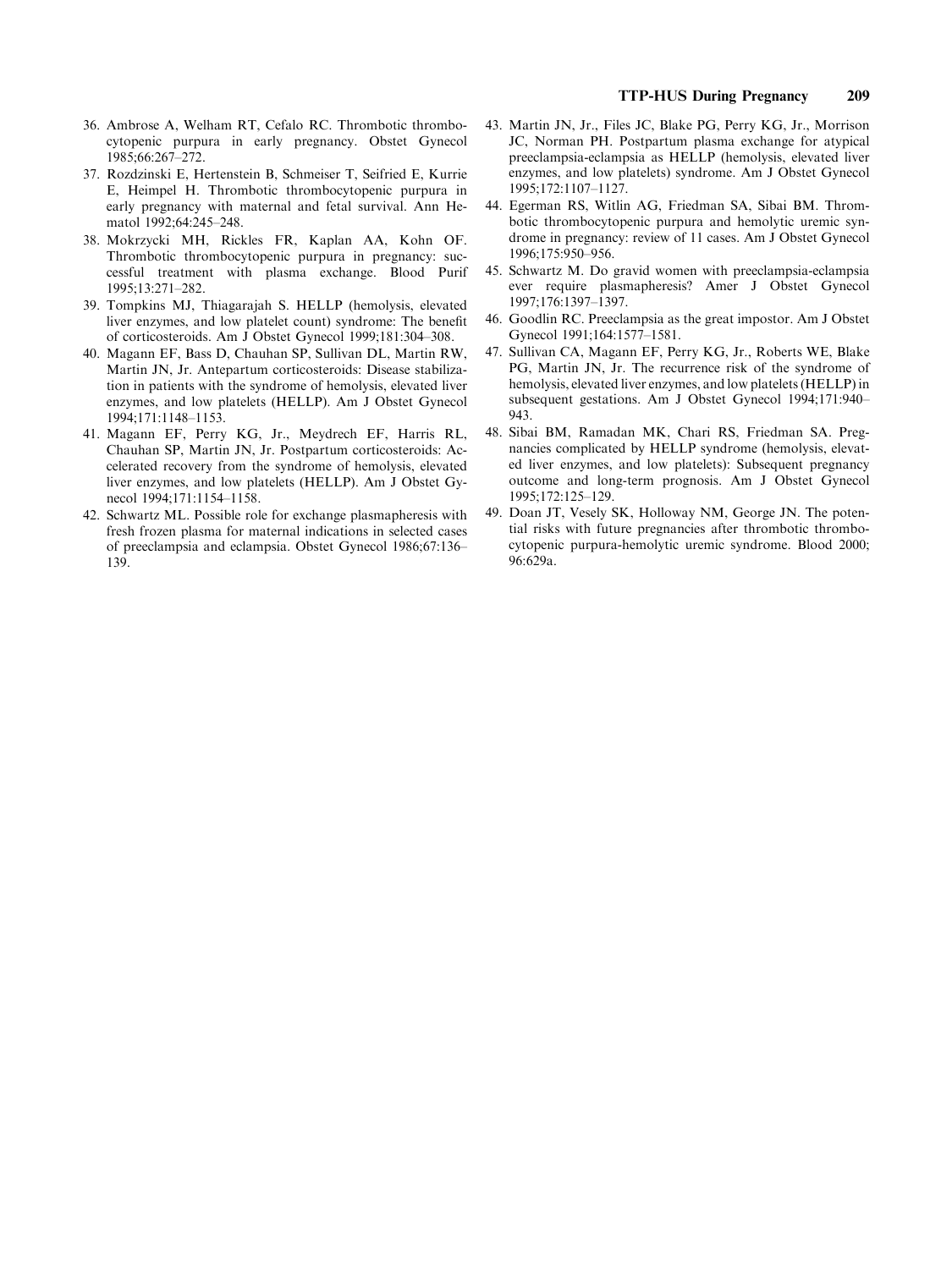36. Ambrose A, Welham RT, Cefalo RC. Thrombotic thrombocytopenic purpura in early pregnancy. Obstet Gynecol 1985;66:267–272.
37. Rozdzinski E, Hertenstein B, Schmeiser T, Seifried E, Kurrie E, Heimpel H. Thrombotic thrombocytopenic purpura in early pregnancy with maternal and fetal survival. Ann Hematol 1992;64:245–248.
38. Mokrzycki MH, Rickles FR, Kaplan AA, Kohn OF. Thrombotic thrombocytopenic purpura in pregnancy: successful treatment with plasma exchange. Blood Purif 1995;13:271–282.
39. Tompkins MJ, Thiagarajah S. HELLP (hemolysis, elevated liver enzymes, and low platelet count) syndrome: The benefit of corticosteroids. Am J Obstet Gynecol 1999;181:304–308.
40. Magann EF, Bass D, Chauhan SP, Sullivan DL, Martin RW, Martin JN, Jr. Antepartum corticosteroids: Disease stabilization in patients with the syndrome of hemolysis, elevated liver enzymes, and low platelets (HELLP). Am J Obstet Gynecol 1994;171:1148–1153.
41. Magann EF, Perry KG, Jr., Meydrech EF, Harris RL, Chauhan SP, Martin JN, Jr. Postpartum corticosteroids: Accelerated recovery from the syndrome of hemolysis, elevated liver enzymes, and low platelets (HELLP). Am J Obstet Gynecol 1994;171:1154–1158.
42. Schwartz ML. Possible role for exchange plasmapheresis with fresh frozen plasma for maternal indications in selected cases of preeclampsia and eclampsia. Obstet Gynecol 1986;67:136–139.
43. Martin JN, Jr., Files JC, Blake PG, Perry KG, Jr., Morrison JC, Norman PH. Postpartum plasma exchange for atypical preeclampsia-eclampsia as HELLP (hemolysis, elevated liver enzymes, and low platelets) syndrome. Am J Obstet Gynecol 1995;172:1107–1127.
44. Egerman RS, Witlin AG, Friedman SA, Sibai BM. Thrombotic thrombocytopenic purpura and hemolytic uremic syndrome in pregnancy: review of 11 cases. Am J Obstet Gynecol 1996;175:950–956.
45. Schwartz M. Do gravid women with preeclampsia-eclampsia ever require plasmapheresis? Amer J Obstet Gynecol 1997;176:1397–1397.
46. Goodlin RC. Preeclampsia as the great impostor. Am J Obstet Gynecol 1991;164:1577–1581.
47. Sullivan CA, Magann EF, Perry KG, Jr., Roberts WE, Blake PG, Martin JN, Jr. The recurrence risk of the syndrome of hemolysis, elevated liver enzymes, and low platelets (HELLP) in subsequent gestations. Am J Obstet Gynecol 1994;171:940–943.
48. Sibai BM, Ramadan MK, Chari RS, Friedman SA. Pregnancies complicated by HELLP syndrome (hemolysis, elevated liver enzymes, and low platelets): Subsequent pregnancy outcome and long-term prognosis. Am J Obstet Gynecol 1995;172:125–129.
49. Doan JT, Vesely SK, Holloway NM, George JN. The potential risks with future pregnancies after thrombotic thrombocytopenic purpura-hemolytic uremic syndrome. Blood 2000; 96:629a.